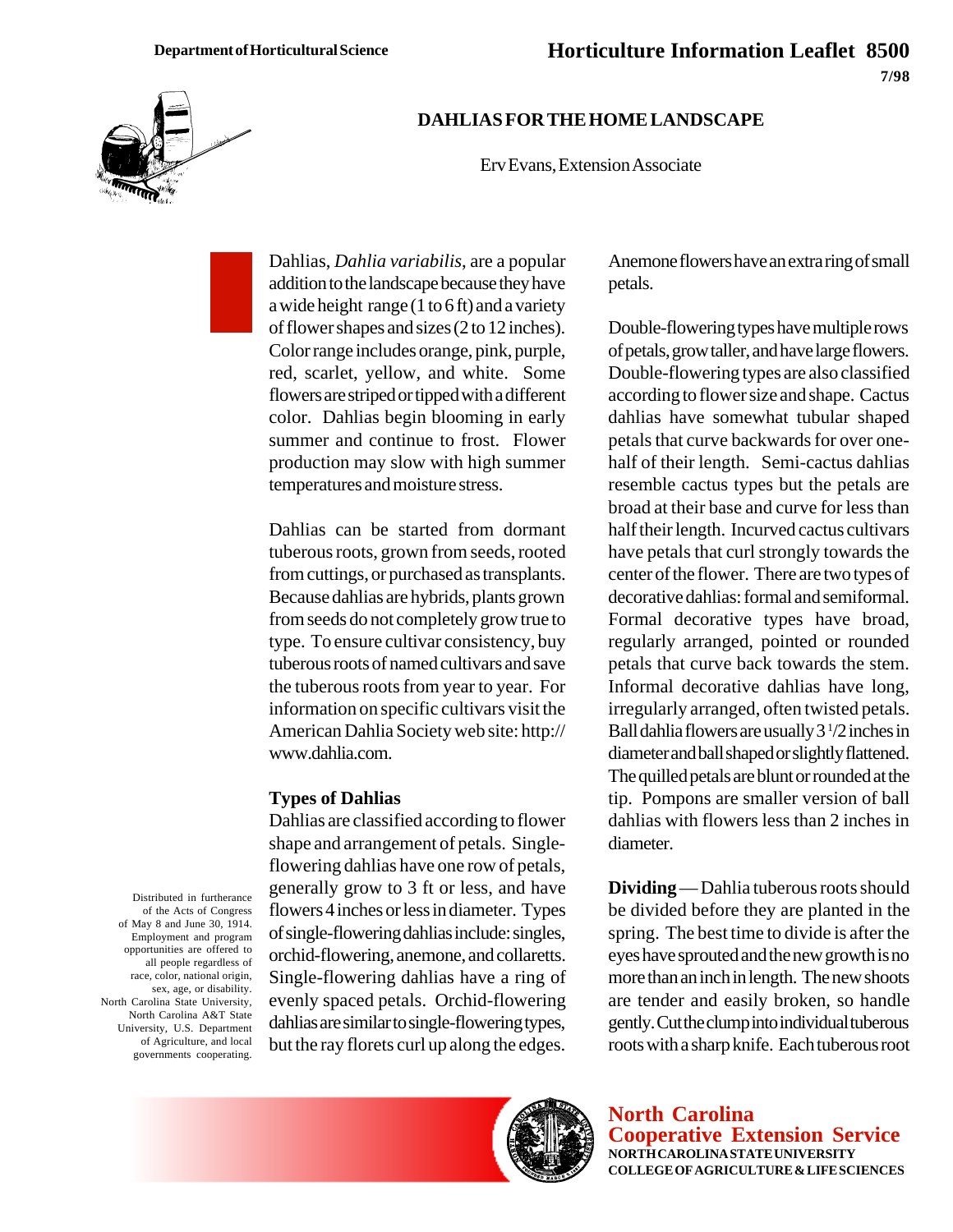Department of Horticultural Science

# Horticulture Information Leaflet 8500

7/98

## DAHLIAS FOR THE HOME LANDSCAPE

Erv Evans, Extension Associate

Dahlias, *Dahlia variabilis*, are a popular addition to the landscape because they have a wide height range (1 to 6 ft) and a variety of flower shapes and sizes (2 to 12 inches). Color range includes orange, pink, purple, red, scarlet, yellow, and white. Some flowers are striped or tipped with a different color. Dahlias begin blooming in early summer and continue to frost. Flower production may slow with high summer temperatures and moisture stress.

Dahlias can be started from dormant tuberous roots, grown from seeds, rooted from cuttings, or purchased as transplants. Because dahlias are hybrids, plants grown from seeds do not completely grow true to type. To ensure cultivar consistency, buy tuberous roots of named cultivars and save the tuberous roots from year to year. For information on specific cultivars visit the American Dahlia Society web site: http://www.dahlia.com.

**Types of Dahlias**

Dahlias are classified according to flower shape and arrangement of petals. Single-flowering dahlias have one row of petals, generally grow to 3 ft or less, and have flowers 4 inches or less in diameter. Types of single-flowering dahlias include: singles, orchid-flowering, anemone, and collaretts. Single-flowering dahlias have a ring of evenly spaced petals. Orchid-flowering dahlias are similar to single-flowering types, but the ray florets curl up along the edges. Anemone flowers have an extra ring of small petals.

Double-flowering types have multiple rows of petals, grow taller, and have large flowers. Double-flowering types are also classified according to flower size and shape. Cactus dahlias have somewhat tubular shaped petals that curve backwards for over one-half of their length. Semi-cactus dahlias resemble cactus types but the petals are broad at their base and curve for less than half their length. Incurved cactus cultivars have petals that curl strongly towards the center of the flower. There are two types of decorative dahlias: formal and semiformal. Formal decorative types have broad, regularly arranged, pointed or rounded petals that curve back towards the stem. Informal decorative dahlias have long, irregularly arranged, often twisted petals. Ball dahlia flowers are usually 3 1/2 inches in diameter and ball shaped or slightly flattened. The quilled petals are blunt or rounded at the tip. Pompons are smaller version of ball dahlias with flowers less than 2 inches in diameter.

**Dividing** — Dahlia tuberous roots should be divided before they are planted in the spring. The best time to divide is after the eyes have sprouted and the new growth is no more than an inch in length. The new shoots are tender and easily broken, so handle gently. Cut the clump into individual tuberous roots with a sharp knife. Each tuberous root

Distributed in furtherance of the Acts of Congress of May 8 and June 30, 1914. Employment and program opportunities are offered to all people regardless of race, color, national origin, sex, age, or disability. North Carolina State University, North Carolina A&T State University, U.S. Department of Agriculture, and local governments cooperating.

**North Carolina Cooperative Extension Service**
NORTH CAROLINA STATE UNIVERSITY
COLLEGE OF AGRICULTURE & LIFE SCIENCES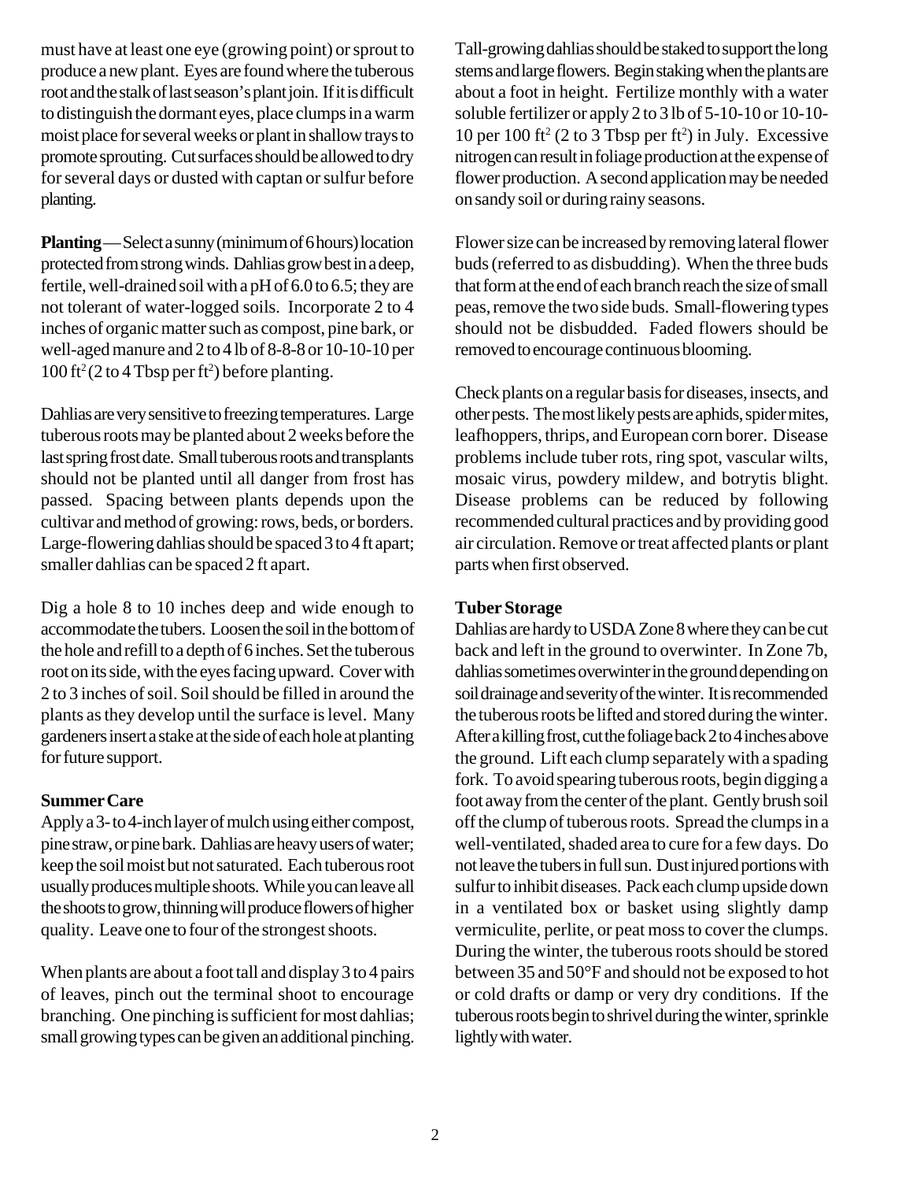must have at least one eye (growing point) or sprout to produce a new plant. Eyes are found where the tuberous root and the stalk of last season's plant join. If it is difficult to distinguish the dormant eyes, place clumps in a warm moist place for several weeks or plant in shallow trays to promote sprouting. Cut surfaces should be allowed to dry for several days or dusted with captan or sulfur before planting.

**Planting** — Select a sunny (minimum of 6 hours) location protected from strong winds. Dahlias grow best in a deep, fertile, well-drained soil with a pH of 6.0 to 6.5; they are not tolerant of water-logged soils. Incorporate 2 to 4 inches of organic matter such as compost, pine bark, or well-aged manure and 2 to 4 lb of 8-8-8 or 10-10-10 per 100 $ft^2$ (2 to 4 Tbsp per $ft^2$) before planting.

Dahlias are very sensitive to freezing temperatures. Large tuberous roots may be planted about 2 weeks before the last spring frost date. Small tuberous roots and transplants should not be planted until all danger from frost has passed. Spacing between plants depends upon the cultivar and method of growing: rows, beds, or borders. Large-flowering dahlias should be spaced 3 to 4 ft apart; smaller dahlias can be spaced 2 ft apart.

Dig a hole 8 to 10 inches deep and wide enough to accommodate the tubers. Loosen the soil in the bottom of the hole and refill to a depth of 6 inches. Set the tuberous root on its side, with the eyes facing upward. Cover with 2 to 3 inches of soil. Soil should be filled in around the plants as they develop until the surface is level. Many gardeners insert a stake at the side of each hole at planting for future support.

**Summer Care**

Apply a 3- to 4-inch layer of mulch using either compost, pine straw, or pine bark. Dahlias are heavy users of water; keep the soil moist but not saturated. Each tuberous root usually produces multiple shoots. While you can leave all the shoots to grow, thinning will produce flowers of higher quality. Leave one to four of the strongest shoots.

When plants are about a foot tall and display 3 to 4 pairs of leaves, pinch out the terminal shoot to encourage branching. One pinching is sufficient for most dahlias; small growing types can be given an additional pinching.

Tall-growing dahlias should be staked to support the long stems and large flowers. Begin staking when the plants are about a foot in height. Fertilize monthly with a water soluble fertilizer or apply 2 to 3 lb of 5-10-10 or 10-10-10 per 100 $ft^2$ (2 to 3 Tbsp per $ft^2$) in July. Excessive nitrogen can result in foliage production at the expense of flower production. A second application may be needed on sandy soil or during rainy seasons.

Flower size can be increased by removing lateral flower buds (referred to as disbudding). When the three buds that form at the end of each branch reach the size of small peas, remove the two side buds. Small-flowering types should not be disbudded. Faded flowers should be removed to encourage continuous blooming.

Check plants on a regular basis for diseases, insects, and other pests. The most likely pests are aphids, spider mites, leafhoppers, thrips, and European corn borer. Disease problems include tuber rots, ring spot, vascular wilts, mosaic virus, powdery mildew, and botrytis blight. Disease problems can be reduced by following recommended cultural practices and by providing good air circulation. Remove or treat affected plants or plant parts when first observed.

**Tuber Storage**

Dahlias are hardy to USDA Zone 8 where they can be cut back and left in the ground to overwinter. In Zone 7b, dahlias sometimes overwinter in the ground depending on soil drainage and severity of the winter. It is recommended the tuberous roots be lifted and stored during the winter. After a killing frost, cut the foliage back 2 to 4 inches above the ground. Lift each clump separately with a spading fork. To avoid spearing tuberous roots, begin digging a foot away from the center of the plant. Gently brush soil off the clump of tuberous roots. Spread the clumps in a well-ventilated, shaded area to cure for a few days. Do not leave the tubers in full sun. Dust injured portions with sulfur to inhibit diseases. Pack each clump upside down in a ventilated box or basket using slightly damp vermiculite, perlite, or peat moss to cover the clumps. During the winter, the tuberous roots should be stored between 35 and 50°F and should not be exposed to hot or cold drafts or damp or very dry conditions. If the tuberous roots begin to shrivel during the winter, sprinkle lightly with water.